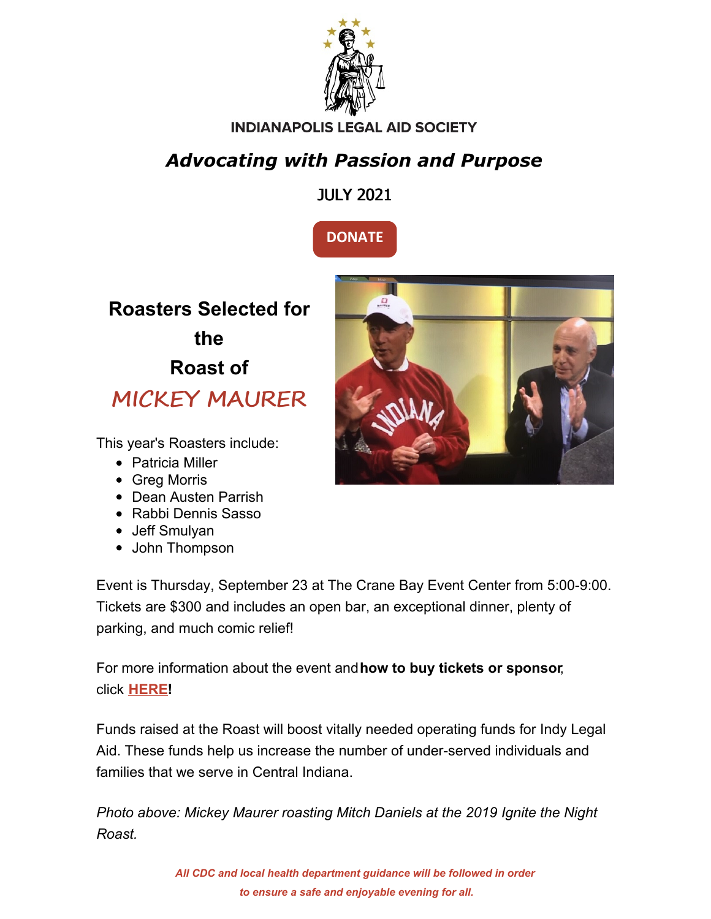INDIANAPOLIS LEGAL AID SOCIETY

# *Advocating with Passion and Purpose*

JULY 2021

DONATE

## Roasters Selected for the Roast of MICKEY MAURER

This year's Roasters include:

- Patricia Miller
- Greg Morris
- Dean Austen Parrish
- Rabbi Dennis Sasso
- Jeff Smulyan
- John Thompson

Event is Thursday, September 23 at The Crane Bay Event Center from 5:00-9:00. Tickets are $300 and includes an open bar, an exceptional dinner, plenty of parking, and much comic relief!

For more information about the event and **how to buy tickets or sponsor**, click **HERE!**

Funds raised at the Roast will boost vitally needed operating funds for Indy Legal Aid. These funds help us increase the number of under-served individuals and families that we serve in Central Indiana.

*Photo above: Mickey Maurer roasting Mitch Daniels at the 2019 Ignite the Night Roast.*

***All CDC and local health department guidance will be followed in order to ensure a safe and enjoyable evening for all.***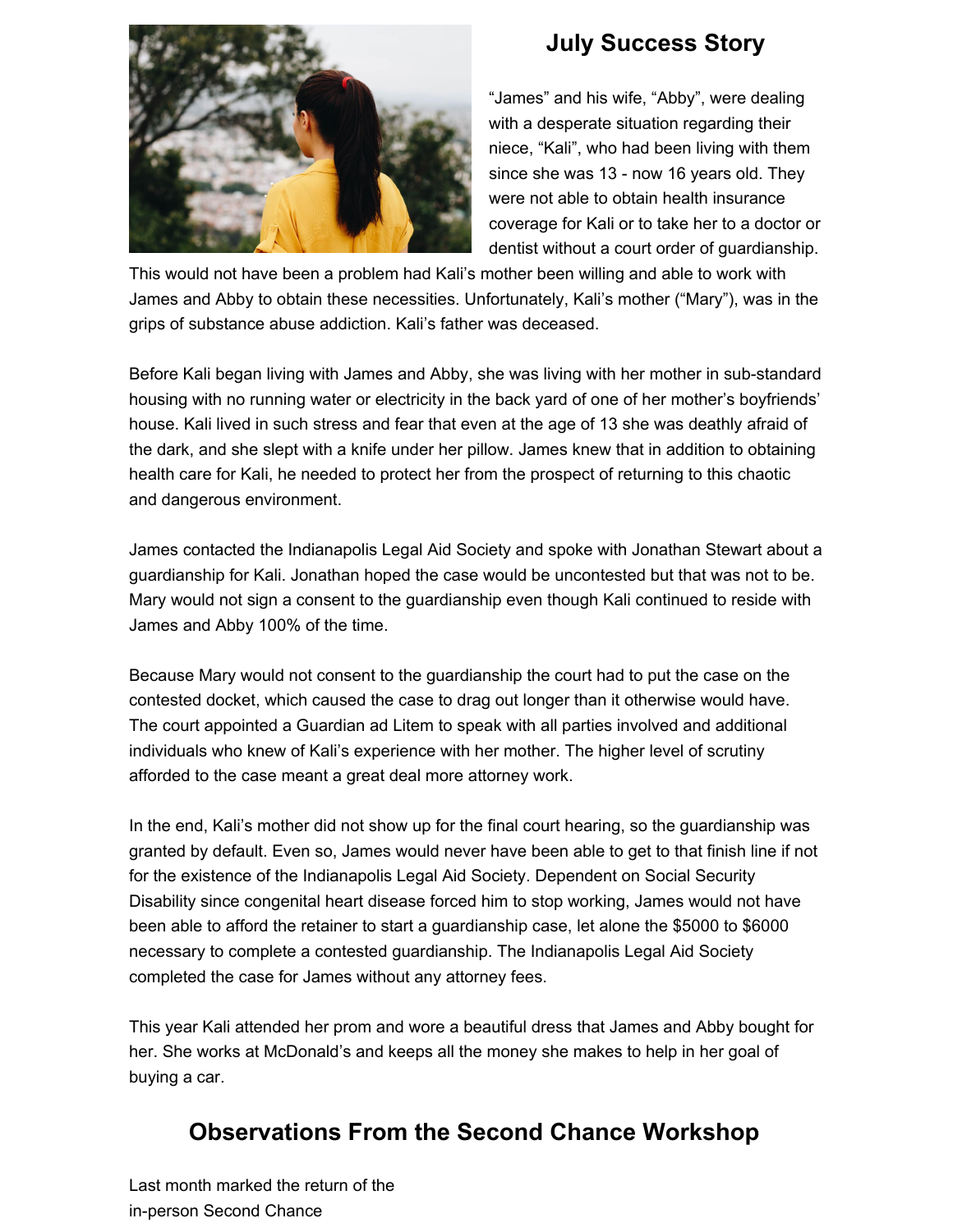## July Success Story

"James" and his wife, "Abby", were dealing with a desperate situation regarding their niece, "Kali", who had been living with them since she was 13 - now 16 years old. They were not able to obtain health insurance coverage for Kali or to take her to a doctor or dentist without a court order of guardianship. This would not have been a problem had Kali's mother been willing and able to work with James and Abby to obtain these necessities. Unfortunately, Kali's mother ("Mary"), was in the grips of substance abuse addiction. Kali's father was deceased.

Before Kali began living with James and Abby, she was living with her mother in sub-standard housing with no running water or electricity in the back yard of one of her mother's boyfriends' house. Kali lived in such stress and fear that even at the age of 13 she was deathly afraid of the dark, and she slept with a knife under her pillow. James knew that in addition to obtaining health care for Kali, he needed to protect her from the prospect of returning to this chaotic and dangerous environment.

James contacted the Indianapolis Legal Aid Society and spoke with Jonathan Stewart about a guardianship for Kali. Jonathan hoped the case would be uncontested but that was not to be. Mary would not sign a consent to the guardianship even though Kali continued to reside with James and Abby 100% of the time.

Because Mary would not consent to the guardianship the court had to put the case on the contested docket, which caused the case to drag out longer than it otherwise would have. The court appointed a Guardian ad Litem to speak with all parties involved and additional individuals who knew of Kali's experience with her mother. The higher level of scrutiny afforded to the case meant a great deal more attorney work.

In the end, Kali's mother did not show up for the final court hearing, so the guardianship was granted by default. Even so, James would never have been able to get to that finish line if not for the existence of the Indianapolis Legal Aid Society. Dependent on Social Security Disability since congenital heart disease forced him to stop working, James would not have been able to afford the retainer to start a guardianship case, let alone the $5000 to $6000 necessary to complete a contested guardianship. The Indianapolis Legal Aid Society completed the case for James without any attorney fees.

This year Kali attended her prom and wore a beautiful dress that James and Abby bought for her. She works at McDonald's and keeps all the money she makes to help in her goal of buying a car.

## Observations From the Second Chance Workshop

Last month marked the return of the in-person Second Chance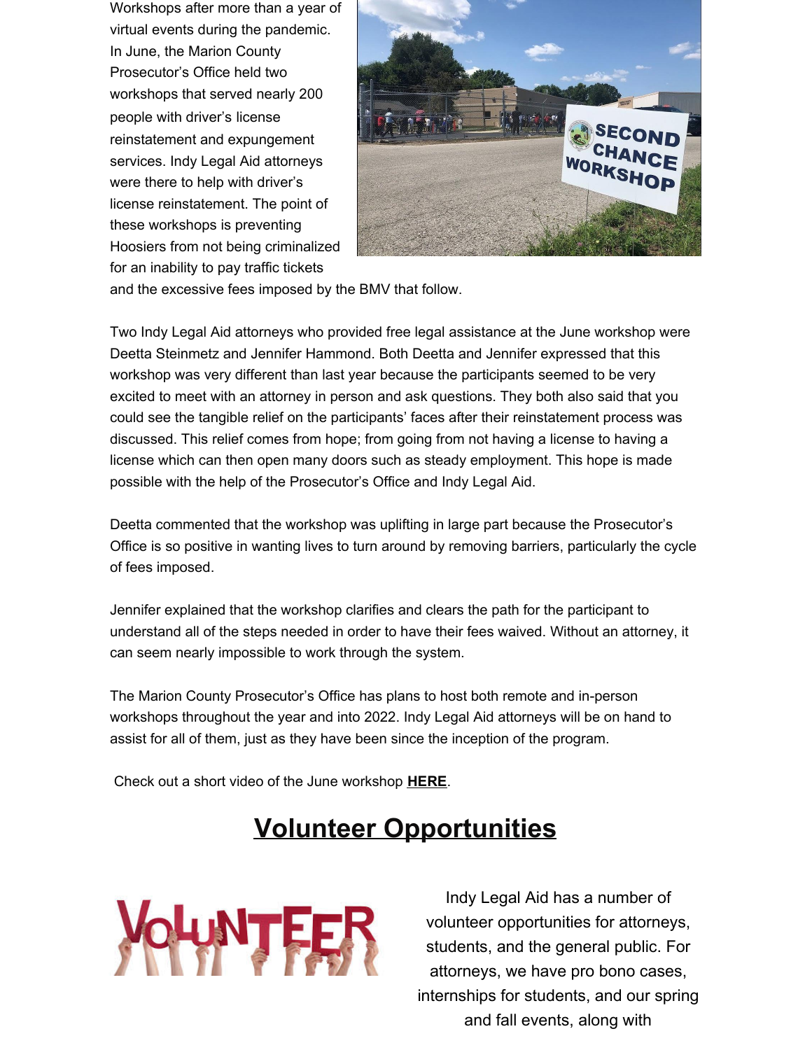Workshops after more than a year of virtual events during the pandemic. In June, the Marion County Prosecutor's Office held two workshops that served nearly 200 people with driver's license reinstatement and expungement services. Indy Legal Aid attorneys were there to help with driver's license reinstatement. The point of these workshops is preventing Hoosiers from not being criminalized for an inability to pay traffic tickets and the excessive fees imposed by the BMV that follow.

Two Indy Legal Aid attorneys who provided free legal assistance at the June workshop were Deetta Steinmetz and Jennifer Hammond. Both Deetta and Jennifer expressed that this workshop was very different than last year because the participants seemed to be very excited to meet with an attorney in person and ask questions. They both also said that you could see the tangible relief on the participants' faces after their reinstatement process was discussed. This relief comes from hope; from going from not having a license to having a license which can then open many doors such as steady employment. This hope is made possible with the help of the Prosecutor's Office and Indy Legal Aid.

Deetta commented that the workshop was uplifting in large part because the Prosecutor's Office is so positive in wanting lives to turn around by removing barriers, particularly the cycle of fees imposed.

Jennifer explained that the workshop clarifies and clears the path for the participant to understand all of the steps needed in order to have their fees waived. Without an attorney, it can seem nearly impossible to work through the system.

The Marion County Prosecutor's Office has plans to host both remote and in-person workshops throughout the year and into 2022. Indy Legal Aid attorneys will be on hand to assist for all of them, just as they have been since the inception of the program.

Check out a short video of the June workshop **HERE**.

# Volunteer Opportunities

Indy Legal Aid has a number of volunteer opportunities for attorneys, students, and the general public. For attorneys, we have pro bono cases, internships for students, and our spring and fall events, along with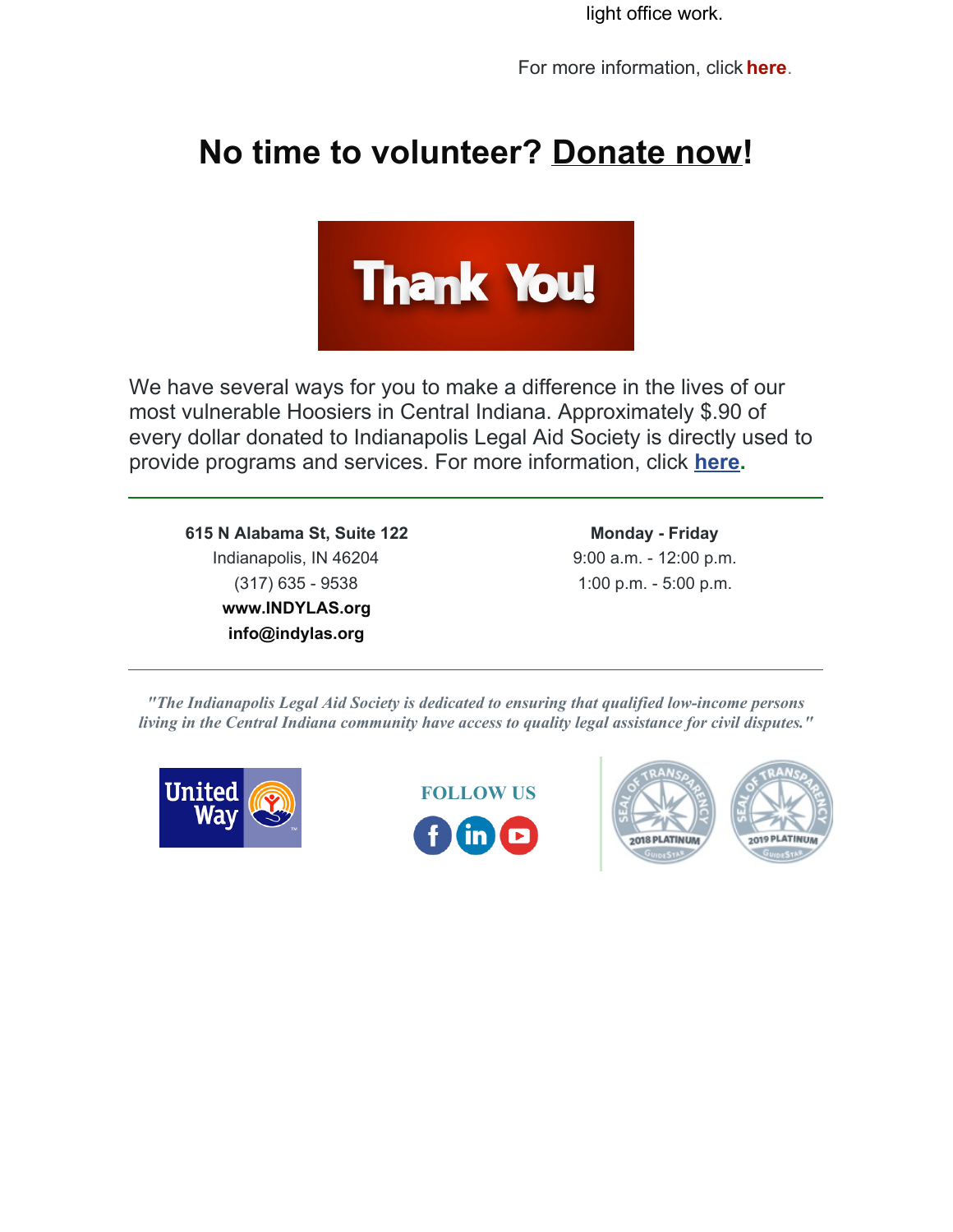light office work.

For more information, click **here**.

# No time to volunteer? Donate now!

Thank You!

We have several ways for you to make a difference in the lives of our most vulnerable Hoosiers in Central Indiana. Approximately $.90 of every dollar donated to Indianapolis Legal Aid Society is directly used to provide programs and services. For more information, click **here**.

---

**615 N Alabama St, Suite 122**
Indianapolis, IN 46204
(317) 635 - 9538
**www.INDYLAS.org**
**info@indylas.org**

**Monday - Friday**
9:00 a.m. - 12:00 p.m.
1:00 p.m. - 5:00 p.m.

---

*"The Indianapolis Legal Aid Society is dedicated to ensuring that qualified low-income persons living in the Central Indiana community have access to quality legal assistance for civil disputes."*

United Way

FOLLOW US

SEAL OF TRANSPARENCY 2018 PLATINUM GuideStar

SEAL OF TRANSPARENCY 2019 PLATINUM GuideStar